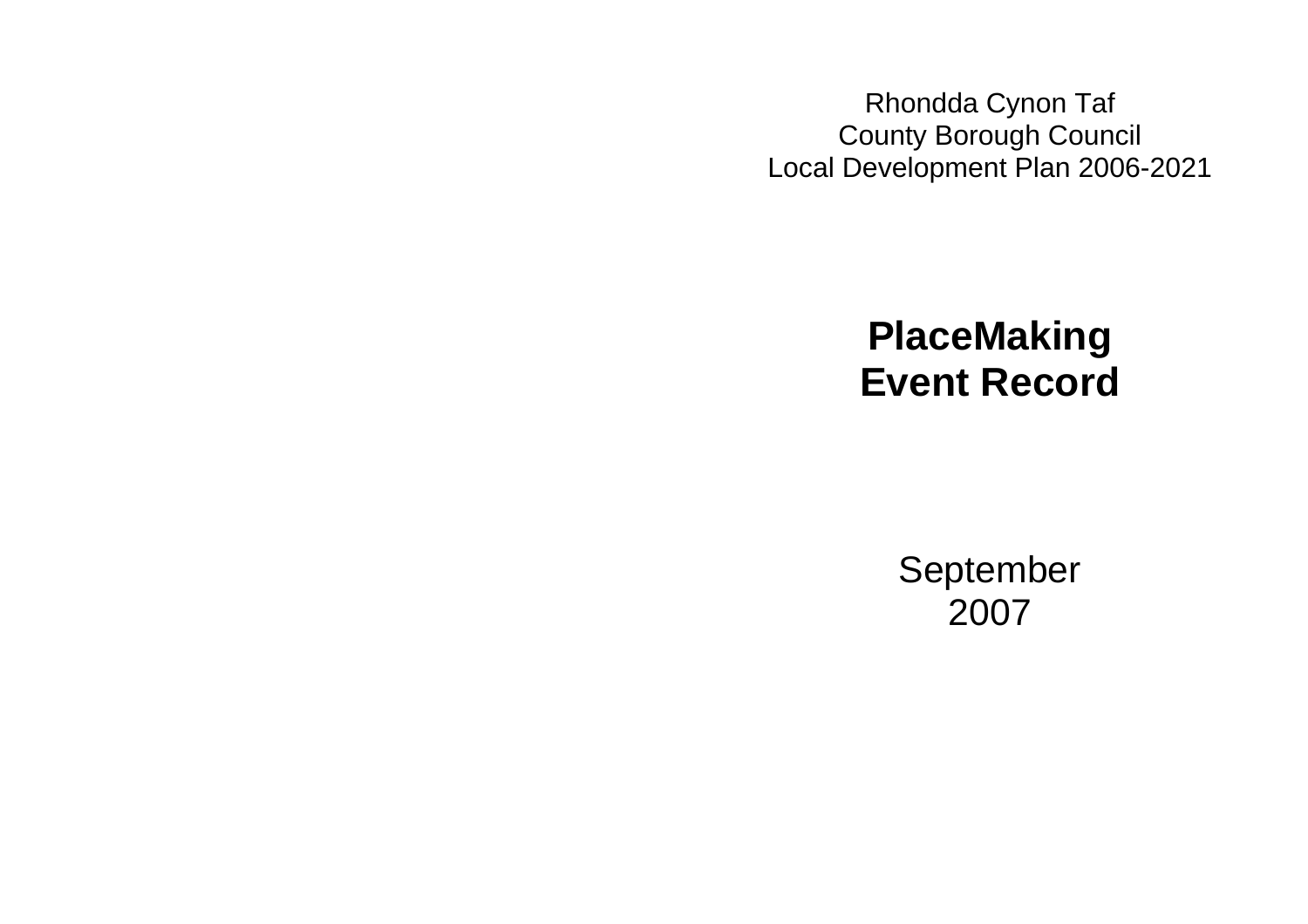Rhondda Cynon Taf
County Borough Council
Local Development Plan 2006-2021

# PlaceMaking Event Record

September
2007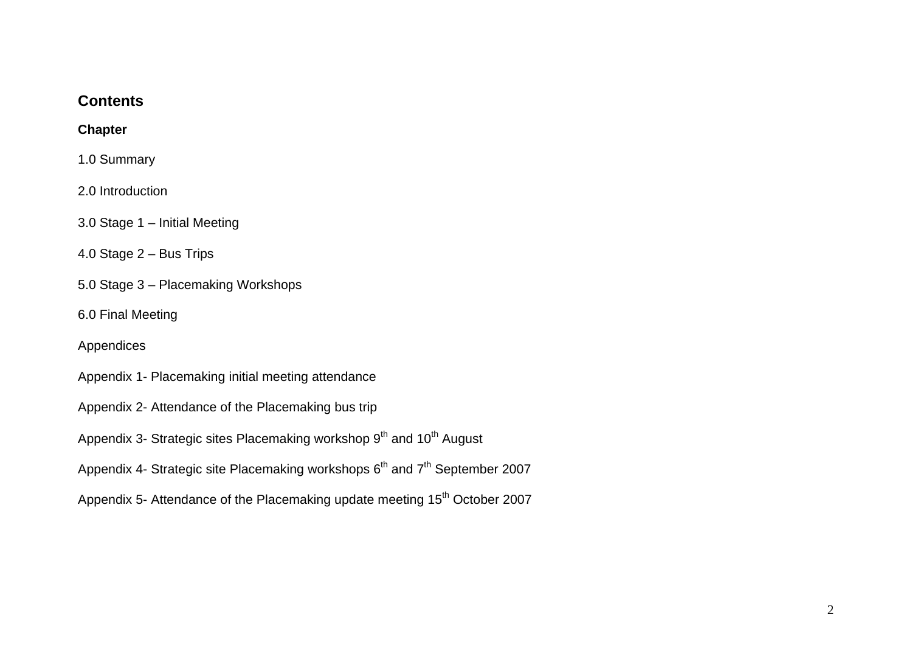## Contents

**Chapter**

1.0 Summary

2.0 Introduction

3.0 Stage 1 – Initial Meeting

4.0 Stage 2 – Bus Trips

5.0 Stage 3 – Placemaking Workshops

6.0 Final Meeting

Appendices

Appendix 1- Placemaking initial meeting attendance

Appendix 2- Attendance of the Placemaking bus trip

Appendix 3- Strategic sites Placemaking workshop 9th and 10th August

Appendix 4- Strategic site Placemaking workshops 6th and 7th September 2007

Appendix 5- Attendance of the Placemaking update meeting 15th October 2007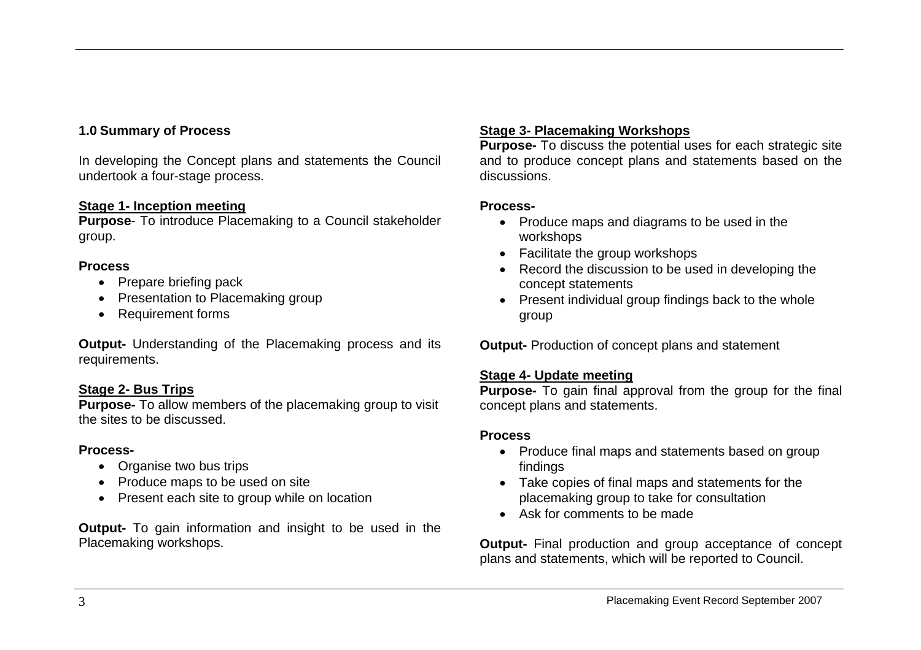## 1.0 Summary of Process

In developing the Concept plans and statements the Council undertook a four-stage process.

### Stage 1- Inception meeting

**Purpose**- To introduce Placemaking to a Council stakeholder group.

**Process**

- Prepare briefing pack
- Presentation to Placemaking group
- Requirement forms

**Output-** Understanding of the Placemaking process and its requirements.

### Stage 2- Bus Trips

**Purpose-** To allow members of the placemaking group to visit the sites to be discussed.

**Process-**

- Organise two bus trips
- Produce maps to be used on site
- Present each site to group while on location

**Output-** To gain information and insight to be used in the Placemaking workshops.

### Stage 3- Placemaking Workshops

**Purpose-** To discuss the potential uses for each strategic site and to produce concept plans and statements based on the discussions.

**Process-**

- Produce maps and diagrams to be used in the workshops
- Facilitate the group workshops
- Record the discussion to be used in developing the concept statements
- Present individual group findings back to the whole group

**Output-** Production of concept plans and statement

### Stage 4- Update meeting

**Purpose-** To gain final approval from the group for the final concept plans and statements.

**Process**

- Produce final maps and statements based on group findings
- Take copies of final maps and statements for the placemaking group to take for consultation
- Ask for comments to be made

**Output-** Final production and group acceptance of concept plans and statements, which will be reported to Council.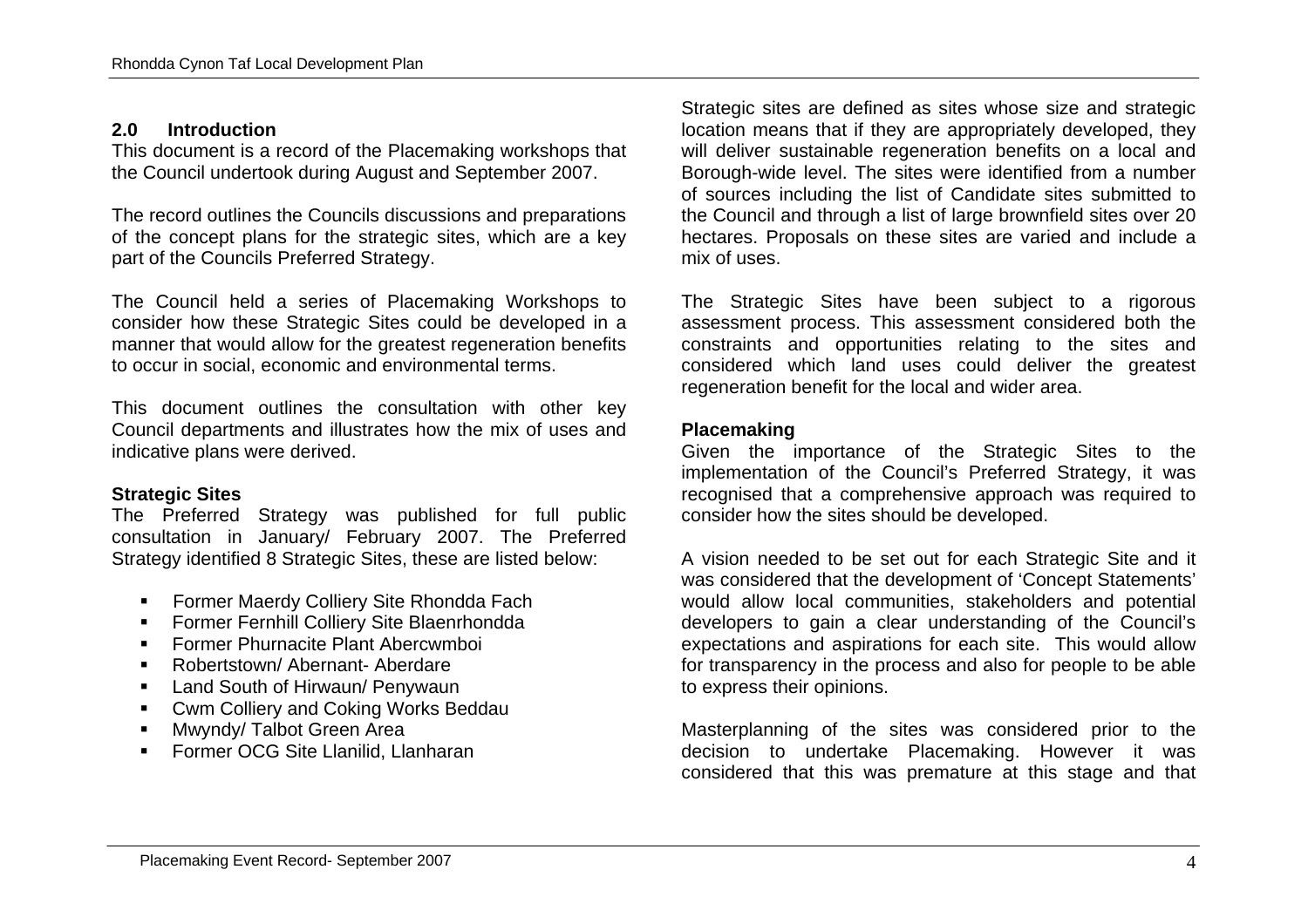## 2.0 Introduction

This document is a record of the Placemaking workshops that the Council undertook during August and September 2007.

The record outlines the Councils discussions and preparations of the concept plans for the strategic sites, which are a key part of the Councils Preferred Strategy.

The Council held a series of Placemaking Workshops to consider how these Strategic Sites could be developed in a manner that would allow for the greatest regeneration benefits to occur in social, economic and environmental terms.

This document outlines the consultation with other key Council departments and illustrates how the mix of uses and indicative plans were derived.

### Strategic Sites

The Preferred Strategy was published for full public consultation in January/ February 2007. The Preferred Strategy identified 8 Strategic Sites, these are listed below:

- Former Maerdy Colliery Site Rhondda Fach
- Former Fernhill Colliery Site Blaenrhondda
- Former Phurnacite Plant Abercwmboi
- Robertstown/ Abernant- Aberdare
- Land South of Hirwaun/ Penywaun
- Cwm Colliery and Coking Works Beddau
- Mwyndy/ Talbot Green Area
- Former OCG Site Llanilid, Llanharan

Strategic sites are defined as sites whose size and strategic location means that if they are appropriately developed, they will deliver sustainable regeneration benefits on a local and Borough-wide level. The sites were identified from a number of sources including the list of Candidate sites submitted to the Council and through a list of large brownfield sites over 20 hectares. Proposals on these sites are varied and include a mix of uses.

The Strategic Sites have been subject to a rigorous assessment process. This assessment considered both the constraints and opportunities relating to the sites and considered which land uses could deliver the greatest regeneration benefit for the local and wider area.

### Placemaking

Given the importance of the Strategic Sites to the implementation of the Council's Preferred Strategy, it was recognised that a comprehensive approach was required to consider how the sites should be developed.

A vision needed to be set out for each Strategic Site and it was considered that the development of 'Concept Statements' would allow local communities, stakeholders and potential developers to gain a clear understanding of the Council's expectations and aspirations for each site. This would allow for transparency in the process and also for people to be able to express their opinions.

Masterplanning of the sites was considered prior to the decision to undertake Placemaking. However it was considered that this was premature at this stage and that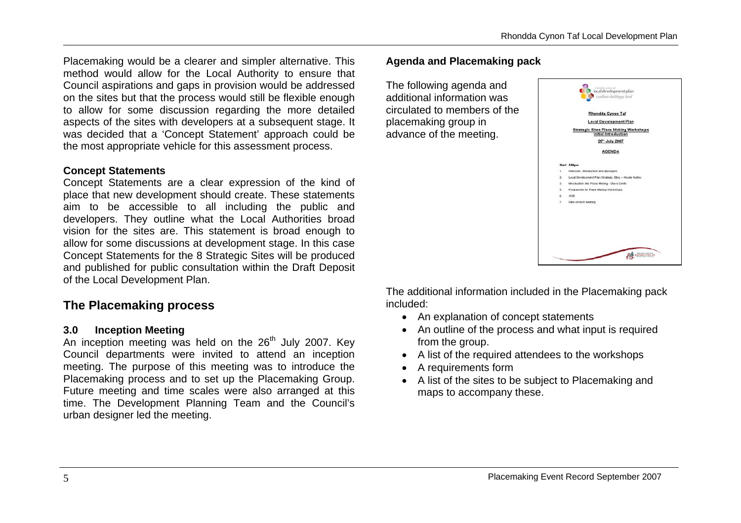Placemaking would be a clearer and simpler alternative. This method would allow for the Local Authority to ensure that Council aspirations and gaps in provision would be addressed on the sites but that the process would still be flexible enough to allow for some discussion regarding the more detailed aspects of the sites with developers at a subsequent stage. It was decided that a 'Concept Statement' approach could be the most appropriate vehicle for this assessment process.

**Concept Statements**

Concept Statements are a clear expression of the kind of place that new development should create. These statements aim to be accessible to all including the public and developers. They outline what the Local Authorities broad vision for the sites are. This statement is broad enough to allow for some discussions at development stage. In this case Concept Statements for the 8 Strategic Sites will be produced and published for public consultation within the Draft Deposit of the Local Development Plan.

## The Placemaking process

### 3.0 Inception Meeting

An inception meeting was held on the 26th July 2007. Key Council departments were invited to attend an inception meeting. The purpose of this meeting was to introduce the Placemaking process and to set up the Placemaking Group. Future meeting and time scales were also arranged at this time. The Development Planning Team and the Council's urban designer led the meeting.

**Agenda and Placemaking pack**

The following agenda and additional information was circulated to members of the placemaking group in advance of the meeting.

Rhondda Cynon Taf

Local Development Plan

Strategic Sites Place Making Workshops
Initial Introduction

26th July 2007

AGENDA

Start 2.00pm

1. Welcome, introduction and apologies
2. Local Development Plan Strategic Sites – Nicola Gulley
3. Introduction into Place Making - Steve Smith
5. Programme for Place Making Workshops
6. AOB
7. Date of next meeting

The additional information included in the Placemaking pack included:

- An explanation of concept statements
- An outline of the process and what input is required from the group.
- A list of the required attendees to the workshops
- A requirements form
- A list of the sites to be subject to Placemaking and maps to accompany these.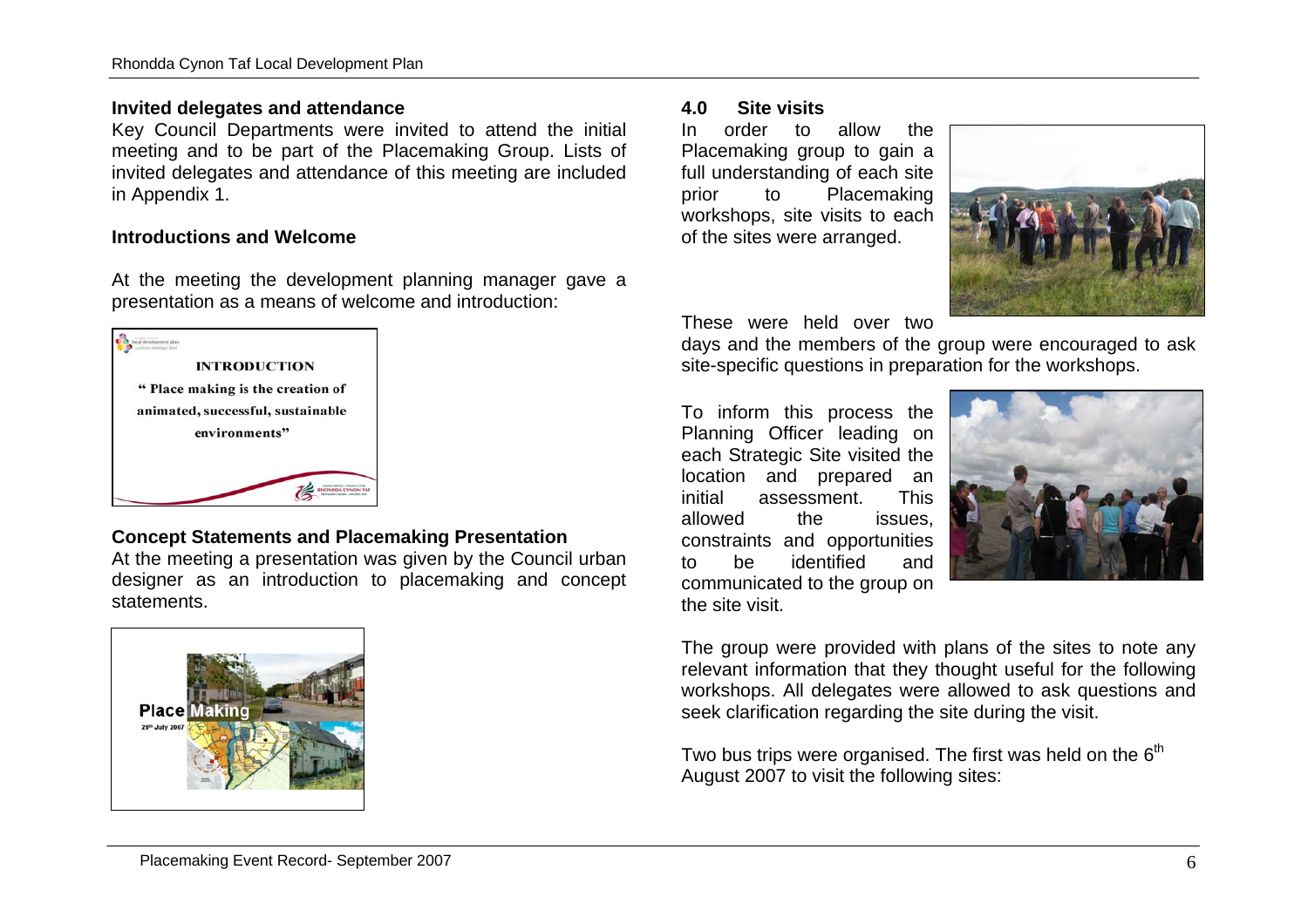### Invited delegates and attendance

Key Council Departments were invited to attend the initial meeting and to be part of the Placemaking Group. Lists of invited delegates and attendance of this meeting are included in Appendix 1.

### Introductions and Welcome

At the meeting the development planning manager gave a presentation as a means of welcome and introduction:

### Concept Statements and Placemaking Presentation

At the meeting a presentation was given by the Council urban designer as an introduction to placemaking and concept statements.

## 4.0 Site visits

In order to allow the Placemaking group to gain a full understanding of each site prior to Placemaking workshops, site visits to each of the sites were arranged.

These were held over two days and the members of the group were encouraged to ask site-specific questions in preparation for the workshops.

To inform this process the Planning Officer leading on each Strategic Site visited the location and prepared an initial assessment. This allowed the issues, constraints and opportunities to be identified and communicated to the group on the site visit.

The group were provided with plans of the sites to note any relevant information that they thought useful for the following workshops. All delegates were allowed to ask questions and seek clarification regarding the site during the visit.

Two bus trips were organised. The first was held on the 6th August 2007 to visit the following sites: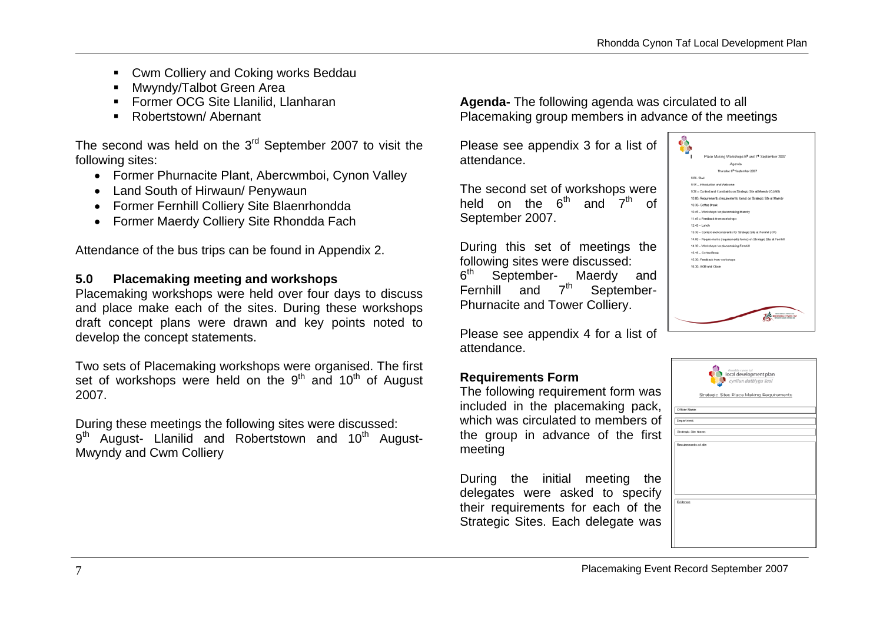- Cwm Colliery and Coking works Beddau
- Mwyndy/Talbot Green Area
- Former OCG Site Llanilid, Llanharan
- Robertstown/ Abernant

The second was held on the 3rd September 2007 to visit the following sites:

- Former Phurnacite Plant, Abercwmboi, Cynon Valley
- Land South of Hirwaun/ Penywaun
- Former Fernhill Colliery Site Blaenrhondda
- Former Maerdy Colliery Site Rhondda Fach

Attendance of the bus trips can be found in Appendix 2.

## 5.0 Placemaking meeting and workshops

Placemaking workshops were held over four days to discuss and place make each of the sites. During these workshops draft concept plans were drawn and key points noted to develop the concept statements.

Two sets of Placemaking workshops were organised. The first set of workshops were held on the 9th and 10th of August 2007.

During these meetings the following sites were discussed:
9th August- Llanilid and Robertstown and 10th August- Mwyndy and Cwm Colliery

**Agenda-** The following agenda was circulated to all Placemaking group members in advance of the meetings

Please see appendix 3 for a list of attendance.

The second set of workshops were held on the 6th and 7th of September 2007.

During this set of meetings the following sites were discussed:
6th September- Maerdy and Fernhill and 7th September- Phurnacite and Tower Colliery.

Please see appendix 4 for a list of attendance.

### Requirements Form

The following requirement form was included in the placemaking pack, which was circulated to members of the group in advance of the first meeting

During the initial meeting the delegates were asked to specify their requirements for each of the Strategic Sites. Each delegate was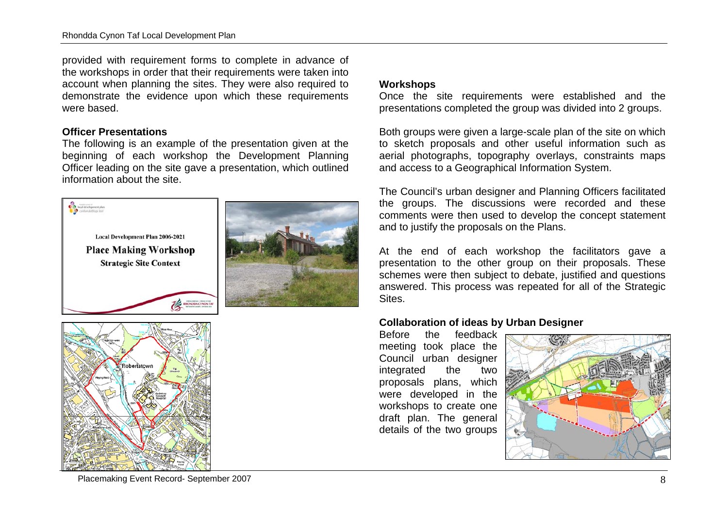provided with requirement forms to complete in advance of the workshops in order that their requirements were taken into account when planning the sites. They were also required to demonstrate the evidence upon which these requirements were based.

### Officer Presentations

The following is an example of the presentation given at the beginning of each workshop the Development Planning Officer leading on the site gave a presentation, which outlined information about the site.

### Workshops

Once the site requirements were established and the presentations completed the group was divided into 2 groups.

Both groups were given a large-scale plan of the site on which to sketch proposals and other useful information such as aerial photographs, topography overlays, constraints maps and access to a Geographical Information System.

The Council's urban designer and Planning Officers facilitated the groups. The discussions were recorded and these comments were then used to develop the concept statement and to justify the proposals on the Plans.

At the end of each workshop the facilitators gave a presentation to the other group on their proposals. These schemes were then subject to debate, justified and questions answered. This process was repeated for all of the Strategic Sites.

### Collaboration of ideas by Urban Designer

Before the feedback meeting took place the Council urban designer integrated the two proposals plans, which were developed in the workshops to create one draft plan. The general details of the two groups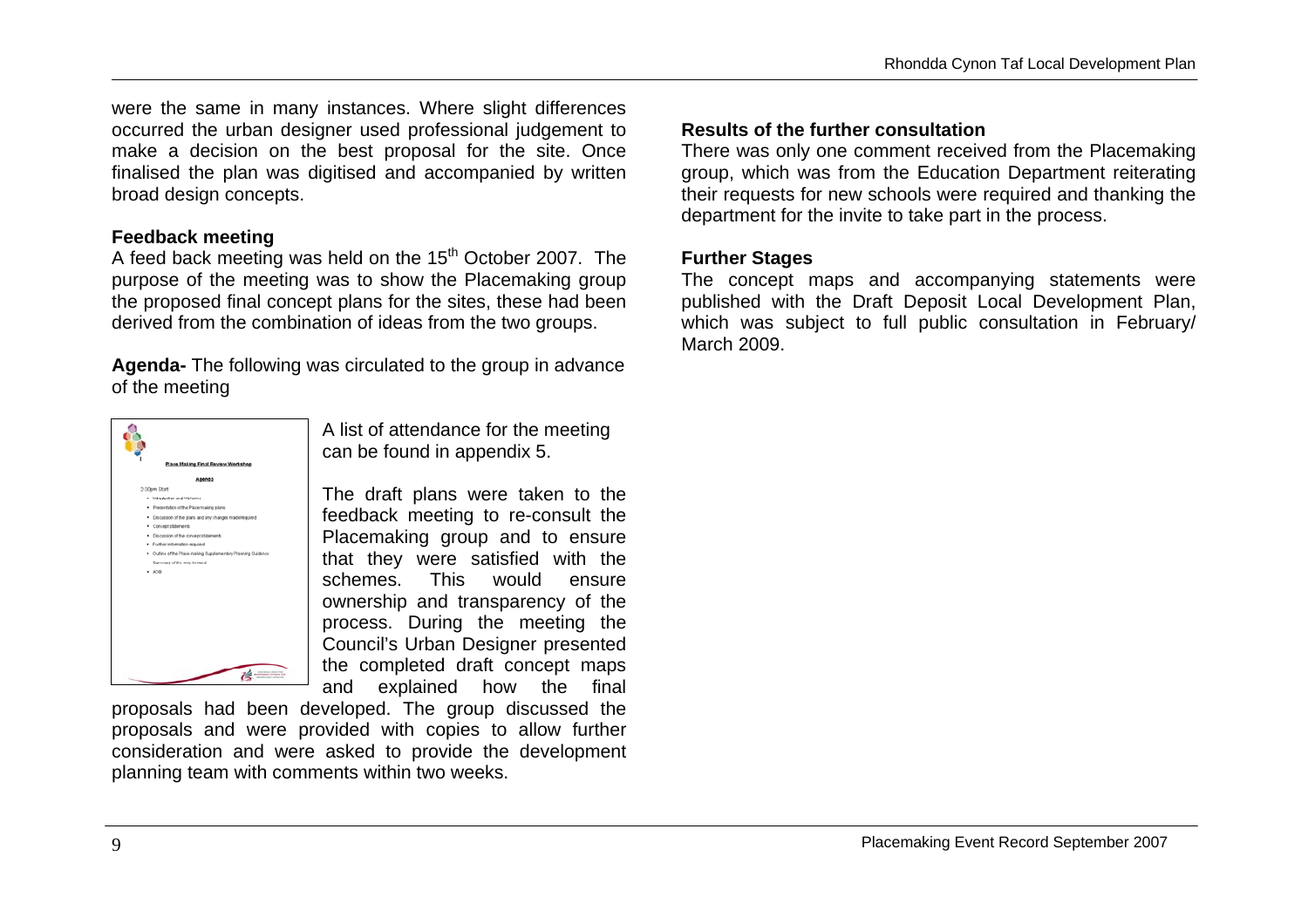were the same in many instances. Where slight differences occurred the urban designer used professional judgement to make a decision on the best proposal for the site. Once finalised the plan was digitised and accompanied by written broad design concepts.

**Feedback meeting**

A feed back meeting was held on the 15th October 2007. The purpose of the meeting was to show the Placemaking group the proposed final concept plans for the sites, these had been derived from the combination of ideas from the two groups.

**Agenda-** The following was circulated to the group in advance of the meeting

**Place Making Final Review Workshop**

**Agenda**

3.00pm Start

- Introduction and Welcome
- Presentation of the Placemaking plans
- Discussion of the plans and any changes made/required
- Concept statements
- Discussion of the concept statements
- Further information required
- Outline of the Place-making Supplementary Planning Guidance
  Summary of the way forward
- AOB

A list of attendance for the meeting can be found in appendix 5.

The draft plans were taken to the feedback meeting to re-consult the Placemaking group and to ensure that they were satisfied with the schemes. This would ensure ownership and transparency of the process. During the meeting the Council's Urban Designer presented the completed draft concept maps and explained how the final proposals had been developed. The group discussed the proposals and were provided with copies to allow further consideration and were asked to provide the development planning team with comments within two weeks.

**Results of the further consultation**

There was only one comment received from the Placemaking group, which was from the Education Department reiterating their requests for new schools were required and thanking the department for the invite to take part in the process.

**Further Stages**

The concept maps and accompanying statements were published with the Draft Deposit Local Development Plan, which was subject to full public consultation in February/ March 2009.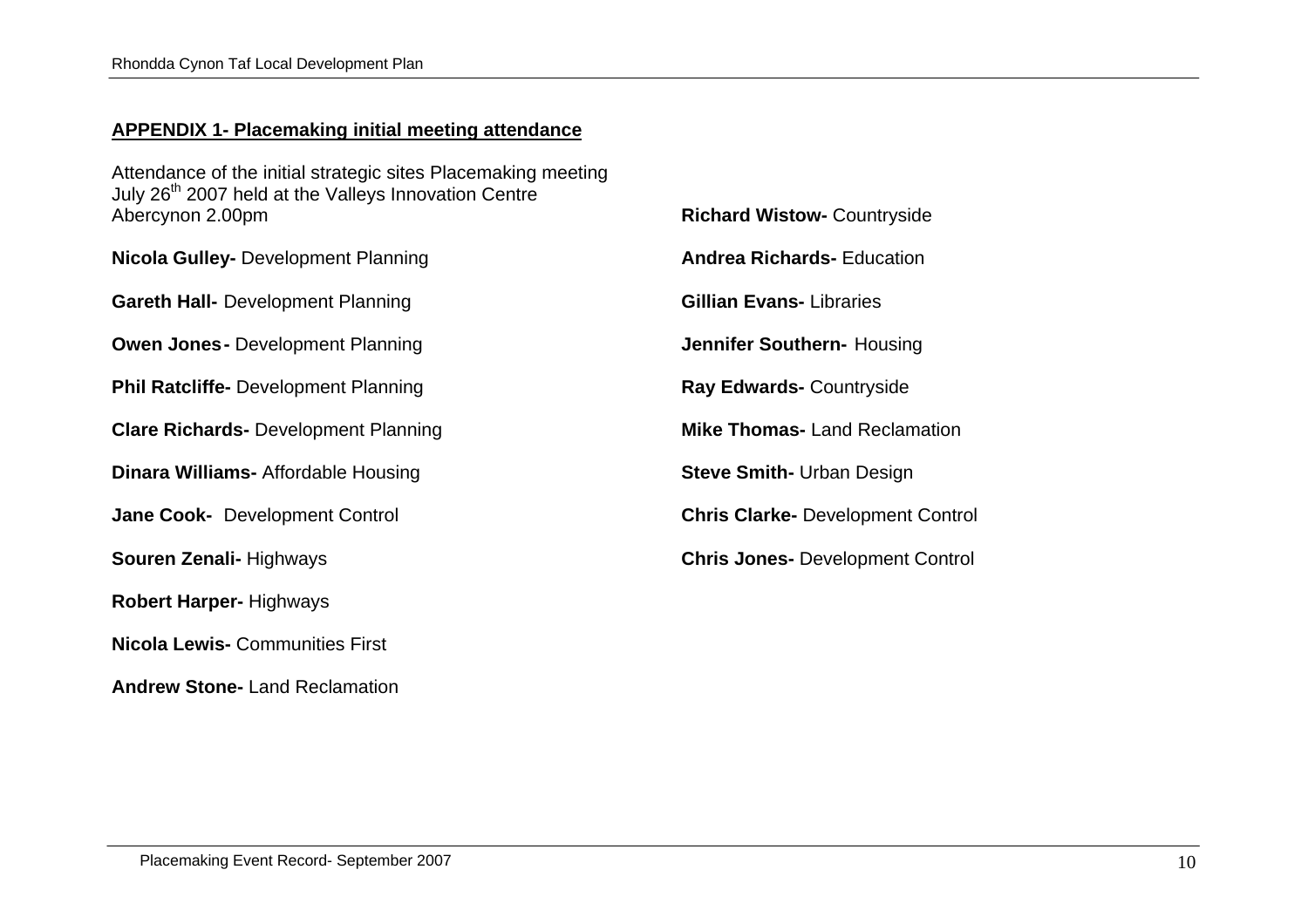## APPENDIX 1- Placemaking initial meeting attendance

Attendance of the initial strategic sites Placemaking meeting July 26th 2007 held at the Valleys Innovation Centre Abercynon 2.00pm

**Nicola Gulley-** Development Planning

**Gareth Hall-** Development Planning

**Owen Jones-** Development Planning

**Phil Ratcliffe-** Development Planning

**Clare Richards-** Development Planning

**Dinara Williams-** Affordable Housing

**Jane Cook-** Development Control

**Souren Zenali-** Highways

**Robert Harper-** Highways

**Nicola Lewis-** Communities First

**Andrew Stone-** Land Reclamation

**Richard Wistow-** Countryside

**Andrea Richards-** Education

**Gillian Evans-** Libraries

**Jennifer Southern-** Housing

**Ray Edwards-** Countryside

**Mike Thomas-** Land Reclamation

**Steve Smith-** Urban Design

**Chris Clarke-** Development Control

**Chris Jones-** Development Control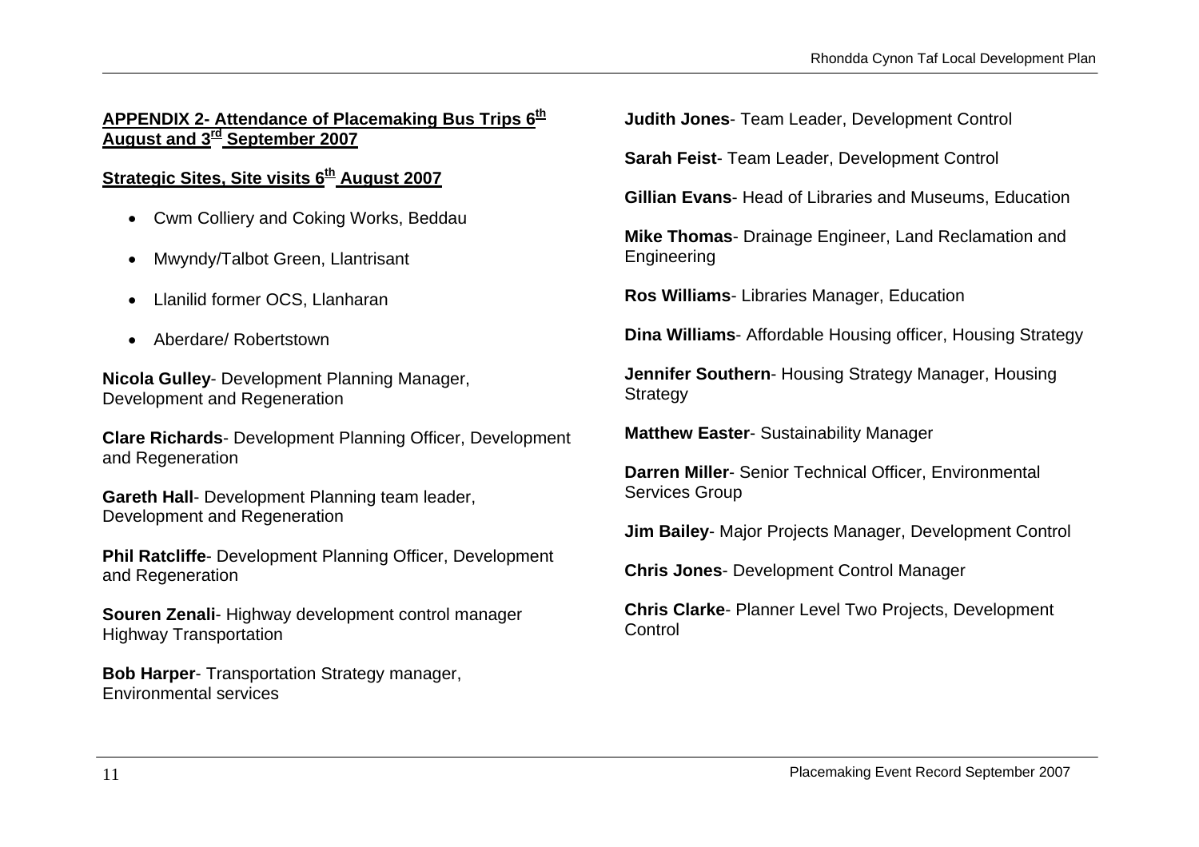## APPENDIX 2- Attendance of Placemaking Bus Trips 6th August and 3rd September 2007

### Strategic Sites, Site visits 6th August 2007

- Cwm Colliery and Coking Works, Beddau
- Mwyndy/Talbot Green, Llantrisant
- Llanilid former OCS, Llanharan
- Aberdare/ Robertstown

**Nicola Gulley**- Development Planning Manager, Development and Regeneration

**Clare Richards**- Development Planning Officer, Development and Regeneration

**Gareth Hall**- Development Planning team leader, Development and Regeneration

**Phil Ratcliffe**- Development Planning Officer, Development and Regeneration

**Souren Zenali**- Highway development control manager Highway Transportation

**Bob Harper**- Transportation Strategy manager, Environmental services

**Judith Jones**- Team Leader, Development Control

**Sarah Feist**- Team Leader, Development Control

**Gillian Evans**- Head of Libraries and Museums, Education

**Mike Thomas**- Drainage Engineer, Land Reclamation and Engineering

**Ros Williams**- Libraries Manager, Education

**Dina Williams**- Affordable Housing officer, Housing Strategy

**Jennifer Southern**- Housing Strategy Manager, Housing Strategy

**Matthew Easter**- Sustainability Manager

**Darren Miller**- Senior Technical Officer, Environmental Services Group

**Jim Bailey**- Major Projects Manager, Development Control

**Chris Jones**- Development Control Manager

**Chris Clarke**- Planner Level Two Projects, Development Control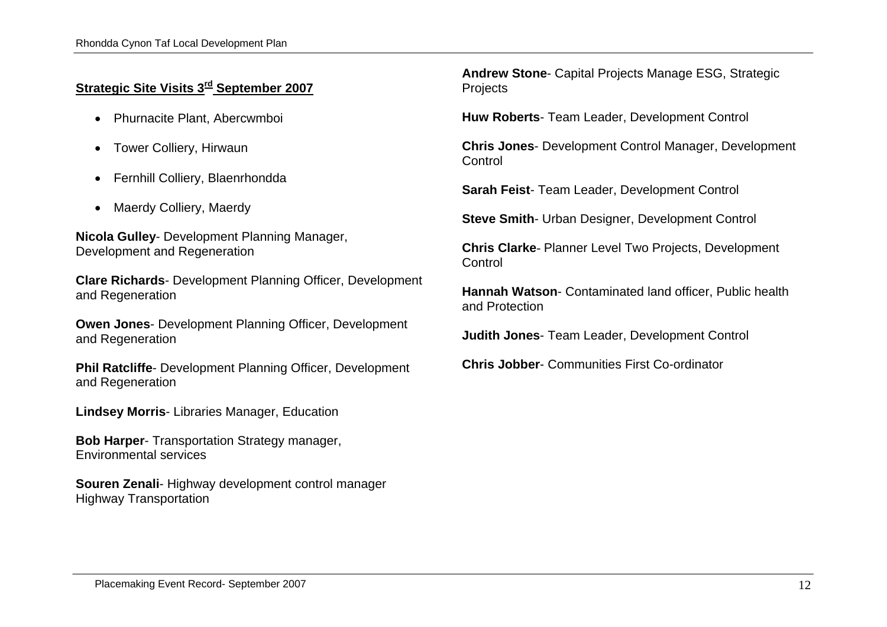**Strategic Site Visits 3rd September 2007**

- Phurnacite Plant, Abercwmboi
- Tower Colliery, Hirwaun
- Fernhill Colliery, Blaenrhondda
- Maerdy Colliery, Maerdy

**Nicola Gulley**- Development Planning Manager, Development and Regeneration

**Clare Richards**- Development Planning Officer, Development and Regeneration

**Owen Jones**- Development Planning Officer, Development and Regeneration

**Phil Ratcliffe**- Development Planning Officer, Development and Regeneration

**Lindsey Morris**- Libraries Manager, Education

**Bob Harper**- Transportation Strategy manager, Environmental services

**Souren Zenali**- Highway development control manager Highway Transportation

**Andrew Stone**- Capital Projects Manage ESG, Strategic Projects

**Huw Roberts**- Team Leader, Development Control

**Chris Jones**- Development Control Manager, Development Control

**Sarah Feist**- Team Leader, Development Control

**Steve Smith**- Urban Designer, Development Control

**Chris Clarke**- Planner Level Two Projects, Development Control

**Hannah Watson**- Contaminated land officer, Public health and Protection

**Judith Jones**- Team Leader, Development Control

**Chris Jobber**- Communities First Co-ordinator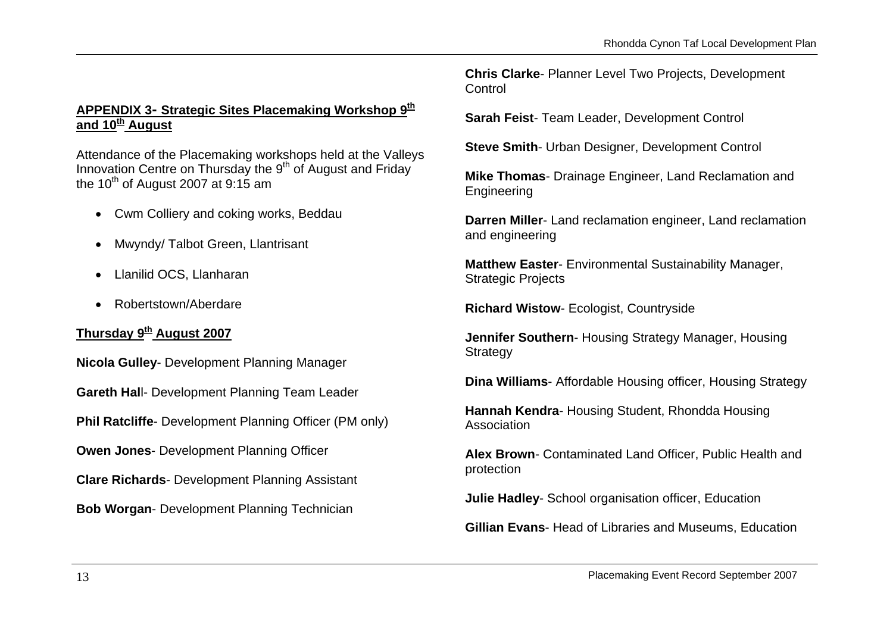## APPENDIX 3- Strategic Sites Placemaking Workshop 9th and 10th August

Attendance of the Placemaking workshops held at the Valleys Innovation Centre on Thursday the 9th of August and Friday the 10th of August 2007 at 9:15 am

- Cwm Colliery and coking works, Beddau
- Mwyndy/ Talbot Green, Llantrisant
- Llanilid OCS, Llanharan
- Robertstown/Aberdare

### Thursday 9th August 2007

**Nicola Gulley**- Development Planning Manager

**Gareth Hal**l- Development Planning Team Leader

**Phil Ratcliffe**- Development Planning Officer (PM only)

**Owen Jones**- Development Planning Officer

**Clare Richards**- Development Planning Assistant

**Bob Worgan**- Development Planning Technician

**Chris Clarke**- Planner Level Two Projects, Development Control

**Sarah Feist**- Team Leader, Development Control

**Steve Smith**- Urban Designer, Development Control

**Mike Thomas**- Drainage Engineer, Land Reclamation and Engineering

**Darren Miller**- Land reclamation engineer, Land reclamation and engineering

**Matthew Easter**- Environmental Sustainability Manager, Strategic Projects

**Richard Wistow**- Ecologist, Countryside

**Jennifer Southern**- Housing Strategy Manager, Housing Strategy

**Dina Williams**- Affordable Housing officer, Housing Strategy

**Hannah Kendra**- Housing Student, Rhondda Housing Association

**Alex Brown**- Contaminated Land Officer, Public Health and protection

**Julie Hadley**- School organisation officer, Education

**Gillian Evans**- Head of Libraries and Museums, Education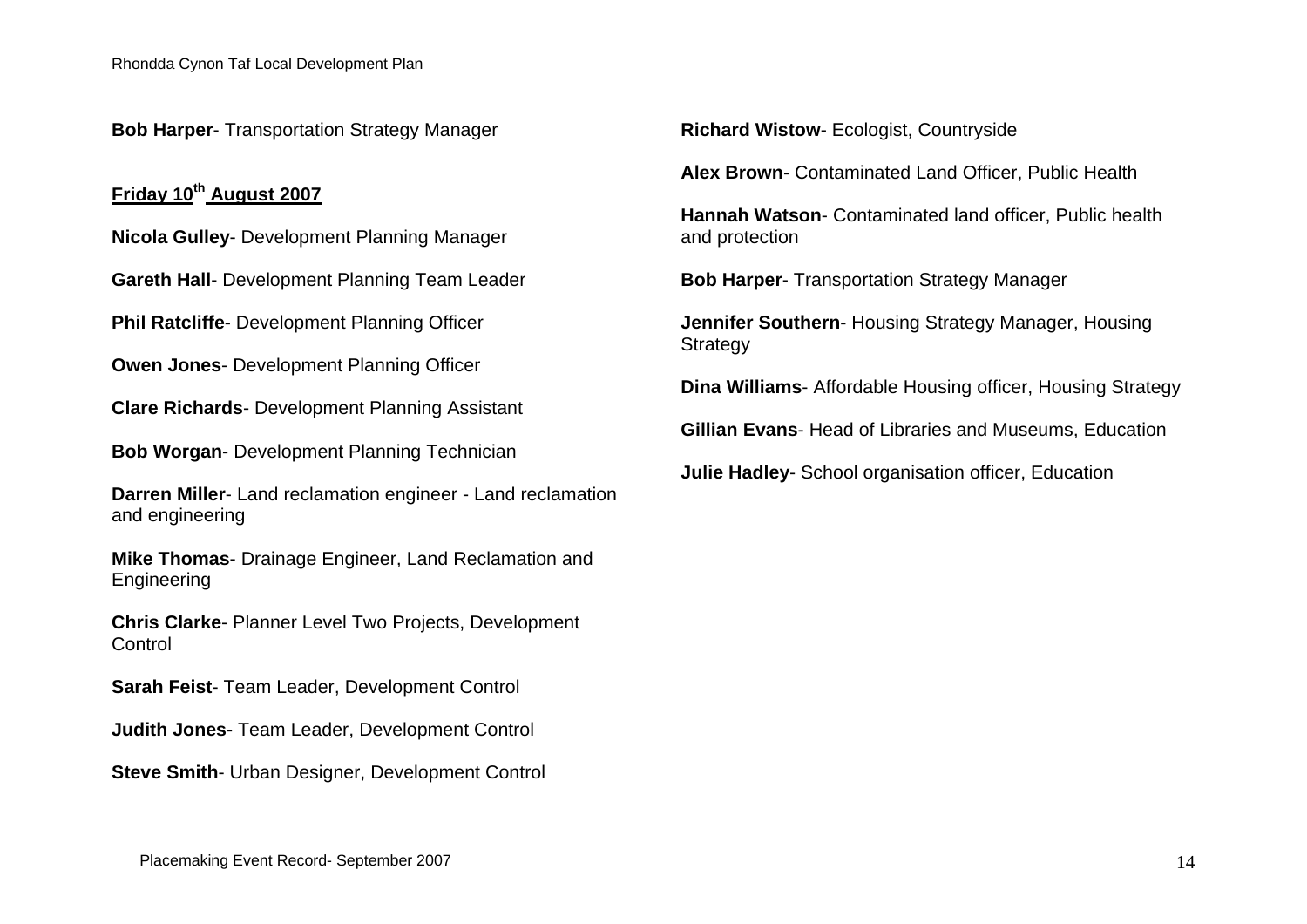**Bob Harper**- Transportation Strategy Manager

**Friday 10th August 2007**

**Nicola Gulley**- Development Planning Manager

**Gareth Hall**- Development Planning Team Leader

**Phil Ratcliffe**- Development Planning Officer

**Owen Jones**- Development Planning Officer

**Clare Richards**- Development Planning Assistant

**Bob Worgan**- Development Planning Technician

**Darren Miller**- Land reclamation engineer - Land reclamation and engineering

**Mike Thomas**- Drainage Engineer, Land Reclamation and Engineering

**Chris Clarke**- Planner Level Two Projects, Development Control

**Sarah Feist**- Team Leader, Development Control

**Judith Jones**- Team Leader, Development Control

**Steve Smith**- Urban Designer, Development Control

**Richard Wistow**- Ecologist, Countryside

**Alex Brown**- Contaminated Land Officer, Public Health

**Hannah Watson**- Contaminated land officer, Public health and protection

**Bob Harper**- Transportation Strategy Manager

**Jennifer Southern**- Housing Strategy Manager, Housing Strategy

**Dina Williams**- Affordable Housing officer, Housing Strategy

**Gillian Evans**- Head of Libraries and Museums, Education

**Julie Hadley**- School organisation officer, Education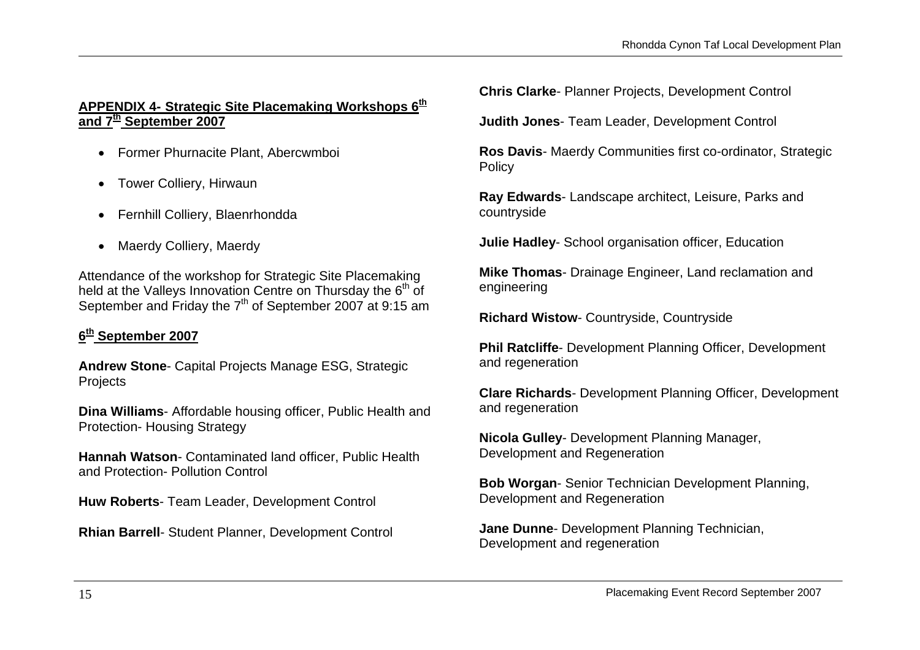## APPENDIX 4- Strategic Site Placemaking Workshops 6th and 7th September 2007

- Former Phurnacite Plant, Abercwmboi
- Tower Colliery, Hirwaun
- Fernhill Colliery, Blaenrhondda
- Maerdy Colliery, Maerdy

Attendance of the workshop for Strategic Site Placemaking held at the Valleys Innovation Centre on Thursday the 6th of September and Friday the 7th of September 2007 at 9:15 am

### 6th September 2007

**Andrew Stone**- Capital Projects Manage ESG, Strategic Projects

**Dina Williams**- Affordable housing officer, Public Health and Protection- Housing Strategy

**Hannah Watson**- Contaminated land officer, Public Health and Protection- Pollution Control

**Huw Roberts**- Team Leader, Development Control

**Rhian Barrell**- Student Planner, Development Control

**Chris Clarke**- Planner Projects, Development Control

**Judith Jones**- Team Leader, Development Control

**Ros Davis**- Maerdy Communities first co-ordinator, Strategic Policy

**Ray Edwards**- Landscape architect, Leisure, Parks and countryside

**Julie Hadley**- School organisation officer, Education

**Mike Thomas**- Drainage Engineer, Land reclamation and engineering

**Richard Wistow**- Countryside, Countryside

**Phil Ratcliffe**- Development Planning Officer, Development and regeneration

**Clare Richards**- Development Planning Officer, Development and regeneration

**Nicola Gulley**- Development Planning Manager, Development and Regeneration

**Bob Worgan**- Senior Technician Development Planning, Development and Regeneration

**Jane Dunne**- Development Planning Technician, Development and regeneration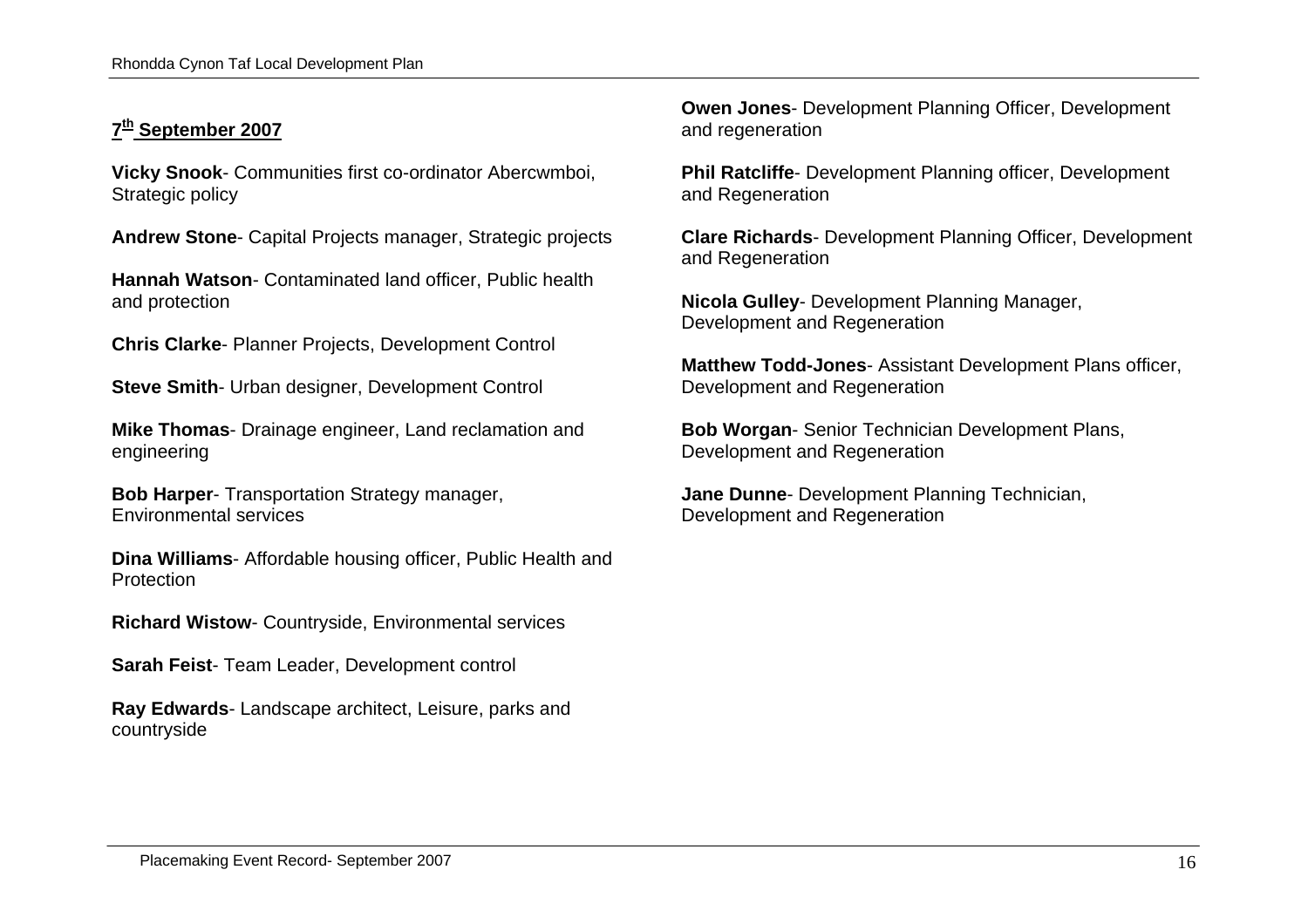**7th September 2007**

**Vicky Snook**- Communities first co-ordinator Abercwmboi, Strategic policy

**Andrew Stone**- Capital Projects manager, Strategic projects

**Hannah Watson**- Contaminated land officer, Public health and protection

**Chris Clarke**- Planner Projects, Development Control

**Steve Smith**- Urban designer, Development Control

**Mike Thomas**- Drainage engineer, Land reclamation and engineering

**Bob Harper**- Transportation Strategy manager, Environmental services

**Dina Williams**- Affordable housing officer, Public Health and Protection

**Richard Wistow**- Countryside, Environmental services

**Sarah Feist**- Team Leader, Development control

**Ray Edwards**- Landscape architect, Leisure, parks and countryside

**Owen Jones**- Development Planning Officer, Development and regeneration

**Phil Ratcliffe**- Development Planning officer, Development and Regeneration

**Clare Richards**- Development Planning Officer, Development and Regeneration

**Nicola Gulley**- Development Planning Manager, Development and Regeneration

**Matthew Todd-Jones**- Assistant Development Plans officer, Development and Regeneration

**Bob Worgan**- Senior Technician Development Plans, Development and Regeneration

**Jane Dunne**- Development Planning Technician, Development and Regeneration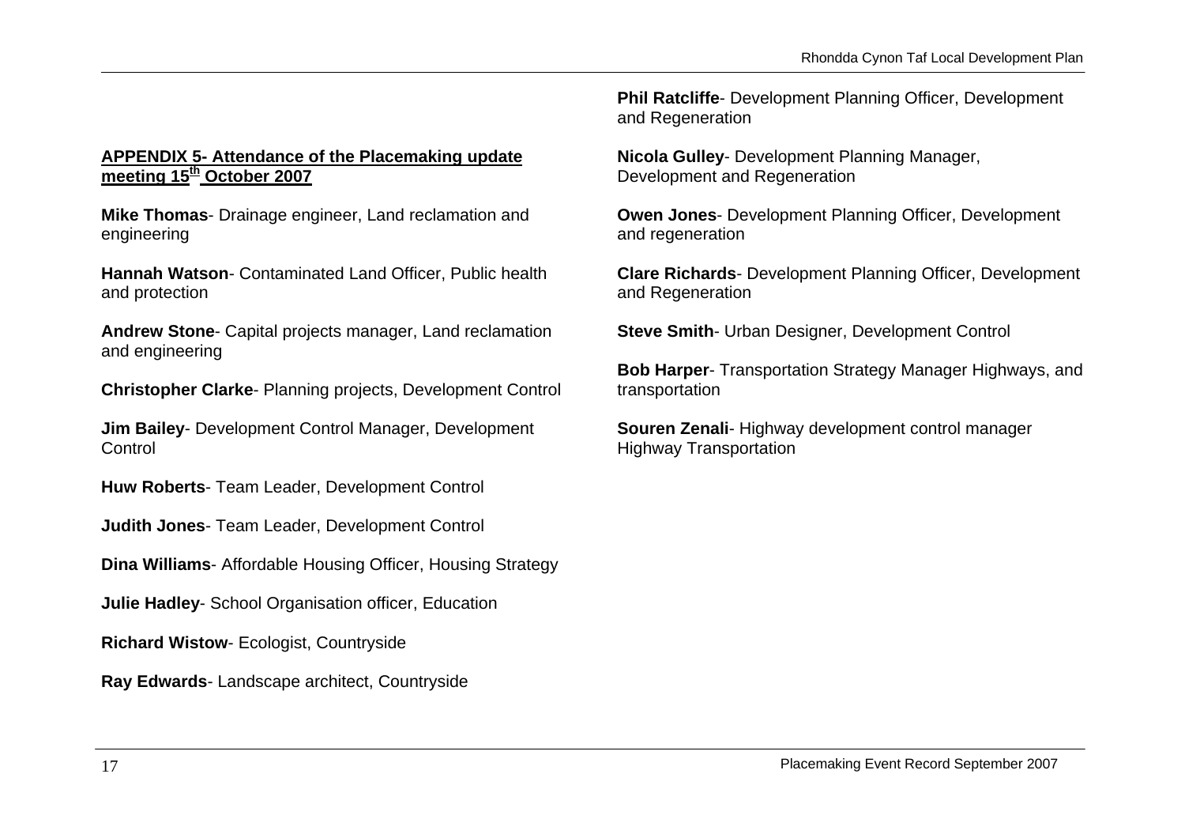## APPENDIX 5- Attendance of the Placemaking update meeting 15th October 2007

**Mike Thomas**- Drainage engineer, Land reclamation and engineering

**Hannah Watson**- Contaminated Land Officer, Public health and protection

**Andrew Stone**- Capital projects manager, Land reclamation and engineering

**Christopher Clarke**- Planning projects, Development Control

**Jim Bailey**- Development Control Manager, Development Control

**Huw Roberts**- Team Leader, Development Control

**Judith Jones**- Team Leader, Development Control

**Dina Williams**- Affordable Housing Officer, Housing Strategy

**Julie Hadley**- School Organisation officer, Education

**Richard Wistow**- Ecologist, Countryside

**Ray Edwards**- Landscape architect, Countryside

**Phil Ratcliffe**- Development Planning Officer, Development and Regeneration

**Nicola Gulley**- Development Planning Manager, Development and Regeneration

**Owen Jones**- Development Planning Officer, Development and regeneration

**Clare Richards**- Development Planning Officer, Development and Regeneration

**Steve Smith**- Urban Designer, Development Control

**Bob Harper**- Transportation Strategy Manager Highways, and transportation

**Souren Zenali**- Highway development control manager Highway Transportation